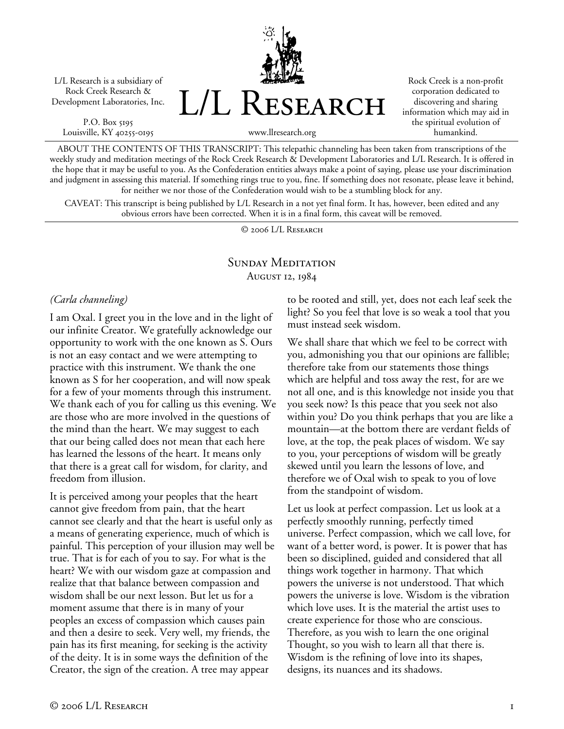L/L Research is a subsidiary of Rock Creek Research & Development Laboratories, Inc.

P.O. Box 5195
Louisville, KY 40255-0195

# L/L Research

www.llresearch.org

Rock Creek is a non-profit corporation dedicated to discovering and sharing information which may aid in the spiritual evolution of humankind.

ABOUT THE CONTENTS OF THIS TRANSCRIPT: This telepathic channeling has been taken from transcriptions of the weekly study and meditation meetings of the Rock Creek Research & Development Laboratories and L/L Research. It is offered in the hope that it may be useful to you. As the Confederation entities always make a point of saying, please use your discrimination and judgment in assessing this material. If something rings true to you, fine. If something does not resonate, please leave it behind, for neither we nor those of the Confederation would wish to be a stumbling block for any.

CAVEAT: This transcript is being published by L/L Research in a not yet final form. It has, however, been edited and any obvious errors have been corrected. When it is in a final form, this caveat will be removed.

© 2006 L/L Research

## Sunday Meditation
### August 12, 1984

*(Carla channeling)*

I am Oxal. I greet you in the love and in the light of our infinite Creator. We gratefully acknowledge our opportunity to work with the one known as S. Ours is not an easy contact and we were attempting to practice with this instrument. We thank the one known as S for her cooperation, and will now speak for a few of your moments through this instrument. We thank each of you for calling us this evening. We are those who are more involved in the questions of the mind than the heart. We may suggest to each that our being called does not mean that each here has learned the lessons of the heart. It means only that there is a great call for wisdom, for clarity, and freedom from illusion.

It is perceived among your peoples that the heart cannot give freedom from pain, that the heart cannot see clearly and that the heart is useful only as a means of generating experience, much of which is painful. This perception of your illusion may well be true. That is for each of you to say. For what is the heart? We with our wisdom gaze at compassion and realize that that balance between compassion and wisdom shall be our next lesson. But let us for a moment assume that there is in many of your peoples an excess of compassion which causes pain and then a desire to seek. Very well, my friends, the pain has its first meaning, for seeking is the activity of the deity. It is in some ways the definition of the Creator, the sign of the creation. A tree may appear to be rooted and still, yet, does not each leaf seek the light? So you feel that love is so weak a tool that you must instead seek wisdom.

We shall share that which we feel to be correct with you, admonishing you that our opinions are fallible; therefore take from our statements those things which are helpful and toss away the rest, for are we not all one, and is this knowledge not inside you that you seek now? Is this peace that you seek not also within you? Do you think perhaps that you are like a mountain—at the bottom there are verdant fields of love, at the top, the peak places of wisdom. We say to you, your perceptions of wisdom will be greatly skewed until you learn the lessons of love, and therefore we of Oxal wish to speak to you of love from the standpoint of wisdom.

Let us look at perfect compassion. Let us look at a perfectly smoothly running, perfectly timed universe. Perfect compassion, which we call love, for want of a better word, is power. It is power that has been so disciplined, guided and considered that all things work together in harmony. That which powers the universe is not understood. That which powers the universe is love. Wisdom is the vibration which love uses. It is the material the artist uses to create experience for those who are conscious. Therefore, as you wish to learn the one original Thought, so you wish to learn all that there is. Wisdom is the refining of love into its shapes, designs, its nuances and its shadows.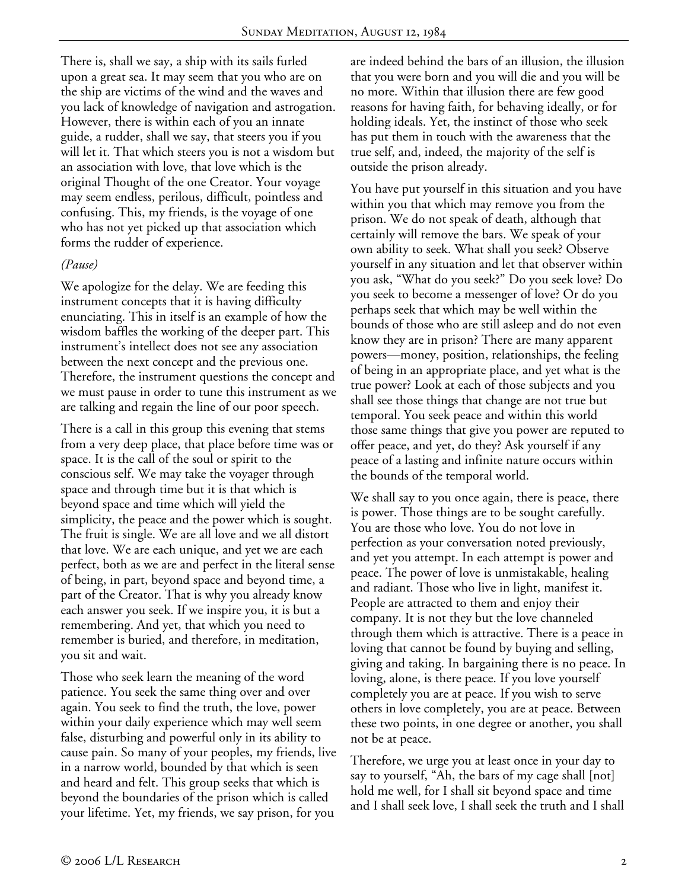There is, shall we say, a ship with its sails furled upon a great sea. It may seem that you who are on the ship are victims of the wind and the waves and you lack of knowledge of navigation and astrogation. However, there is within each of you an innate guide, a rudder, shall we say, that steers you if you will let it. That which steers you is not a wisdom but an association with love, that love which is the original Thought of the one Creator. Your voyage may seem endless, perilous, difficult, pointless and confusing. This, my friends, is the voyage of one who has not yet picked up that association which forms the rudder of experience.

*(Pause)*

We apologize for the delay. We are feeding this instrument concepts that it is having difficulty enunciating. This in itself is an example of how the wisdom baffles the working of the deeper part. This instrument's intellect does not see any association between the next concept and the previous one. Therefore, the instrument questions the concept and we must pause in order to tune this instrument as we are talking and regain the line of our poor speech.

There is a call in this group this evening that stems from a very deep place, that place before time was or space. It is the call of the soul or spirit to the conscious self. We may take the voyager through space and through time but it is that which is beyond space and time which will yield the simplicity, the peace and the power which is sought. The fruit is single. We are all love and we all distort that love. We are each unique, and yet we are each perfect, both as we are and perfect in the literal sense of being, in part, beyond space and beyond time, a part of the Creator. That is why you already know each answer you seek. If we inspire you, it is but a remembering. And yet, that which you need to remember is buried, and therefore, in meditation, you sit and wait.

Those who seek learn the meaning of the word patience. You seek the same thing over and over again. You seek to find the truth, the love, power within your daily experience which may well seem false, disturbing and powerful only in its ability to cause pain. So many of your peoples, my friends, live in a narrow world, bounded by that which is seen and heard and felt. This group seeks that which is beyond the boundaries of the prison which is called your lifetime. Yet, my friends, we say prison, for you are indeed behind the bars of an illusion, the illusion that you were born and you will die and you will be no more. Within that illusion there are few good reasons for having faith, for behaving ideally, or for holding ideals. Yet, the instinct of those who seek has put them in touch with the awareness that the true self, and, indeed, the majority of the self is outside the prison already.

You have put yourself in this situation and you have within you that which may remove you from the prison. We do not speak of death, although that certainly will remove the bars. We speak of your own ability to seek. What shall you seek? Observe yourself in any situation and let that observer within you ask, "What do you seek?" Do you seek love? Do you seek to become a messenger of love? Or do you perhaps seek that which may be well within the bounds of those who are still asleep and do not even know they are in prison? There are many apparent powers—money, position, relationships, the feeling of being in an appropriate place, and yet what is the true power? Look at each of those subjects and you shall see those things that change are not true but temporal. You seek peace and within this world those same things that give you power are reputed to offer peace, and yet, do they? Ask yourself if any peace of a lasting and infinite nature occurs within the bounds of the temporal world.

We shall say to you once again, there is peace, there is power. Those things are to be sought carefully. You are those who love. You do not love in perfection as your conversation noted previously, and yet you attempt. In each attempt is power and peace. The power of love is unmistakable, healing and radiant. Those who live in light, manifest it. People are attracted to them and enjoy their company. It is not they but the love channeled through them which is attractive. There is a peace in loving that cannot be found by buying and selling, giving and taking. In bargaining there is no peace. In loving, alone, is there peace. If you love yourself completely you are at peace. If you wish to serve others in love completely, you are at peace. Between these two points, in one degree or another, you shall not be at peace.

Therefore, we urge you at least once in your day to say to yourself, "Ah, the bars of my cage shall [not] hold me well, for I shall sit beyond space and time and I shall seek love, I shall seek the truth and I shall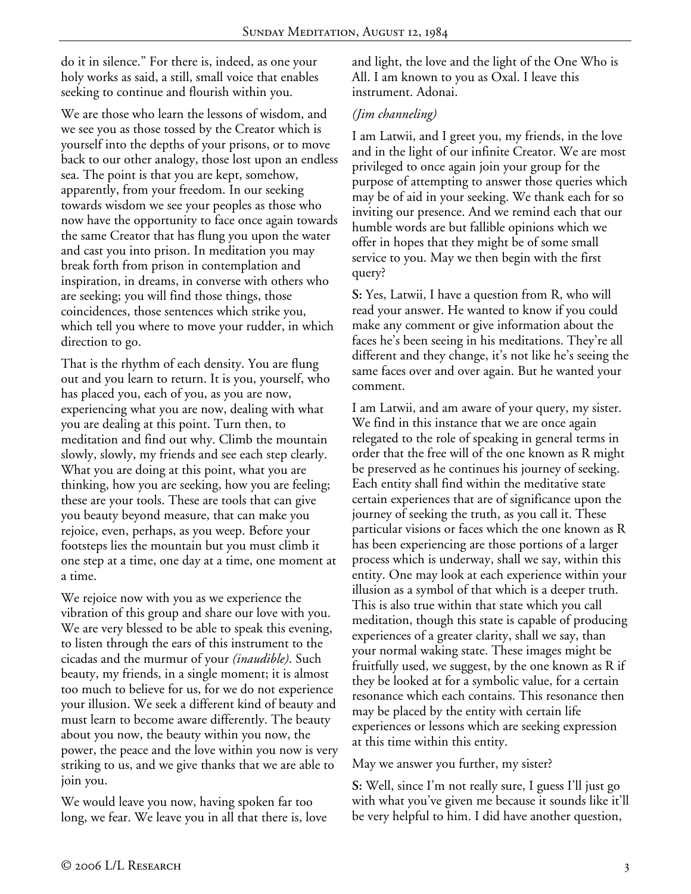do it in silence." For there is, indeed, as one your holy works as said, a still, small voice that enables seeking to continue and flourish within you.

We are those who learn the lessons of wisdom, and we see you as those tossed by the Creator which is yourself into the depths of your prisons, or to move back to our other analogy, those lost upon an endless sea. The point is that you are kept, somehow, apparently, from your freedom. In our seeking towards wisdom we see your peoples as those who now have the opportunity to face once again towards the same Creator that has flung you upon the water and cast you into prison. In meditation you may break forth from prison in contemplation and inspiration, in dreams, in converse with others who are seeking; you will find those things, those coincidences, those sentences which strike you, which tell you where to move your rudder, in which direction to go.

That is the rhythm of each density. You are flung out and you learn to return. It is you, yourself, who has placed you, each of you, as you are now, experiencing what you are now, dealing with what you are dealing at this point. Turn then, to meditation and find out why. Climb the mountain slowly, slowly, my friends and see each step clearly. What you are doing at this point, what you are thinking, how you are seeking, how you are feeling; these are your tools. These are tools that can give you beauty beyond measure, that can make you rejoice, even, perhaps, as you weep. Before your footsteps lies the mountain but you must climb it one step at a time, one day at a time, one moment at a time.

We rejoice now with you as we experience the vibration of this group and share our love with you. We are very blessed to be able to speak this evening, to listen through the ears of this instrument to the cicadas and the murmur of your *(inaudible)*. Such beauty, my friends, in a single moment; it is almost too much to believe for us, for we do not experience your illusion. We seek a different kind of beauty and must learn to become aware differently. The beauty about you now, the beauty within you now, the power, the peace and the love within you now is very striking to us, and we give thanks that we are able to join you.

We would leave you now, having spoken far too long, we fear. We leave you in all that there is, love and light, the love and the light of the One Who is All. I am known to you as Oxal. I leave this instrument. Adonai.

*(Jim channeling)*

I am Latwii, and I greet you, my friends, in the love and in the light of our infinite Creator. We are most privileged to once again join your group for the purpose of attempting to answer those queries which may be of aid in your seeking. We thank each for so inviting our presence. And we remind each that our humble words are but fallible opinions which we offer in hopes that they might be of some small service to you. May we then begin with the first query?

**S:** Yes, Latwii, I have a question from R, who will read your answer. He wanted to know if you could make any comment or give information about the faces he's been seeing in his meditations. They're all different and they change, it's not like he's seeing the same faces over and over again. But he wanted your comment.

I am Latwii, and am aware of your query, my sister. We find in this instance that we are once again relegated to the role of speaking in general terms in order that the free will of the one known as R might be preserved as he continues his journey of seeking. Each entity shall find within the meditative state certain experiences that are of significance upon the journey of seeking the truth, as you call it. These particular visions or faces which the one known as R has been experiencing are those portions of a larger process which is underway, shall we say, within this entity. One may look at each experience within your illusion as a symbol of that which is a deeper truth. This is also true within that state which you call meditation, though this state is capable of producing experiences of a greater clarity, shall we say, than your normal waking state. These images might be fruitfully used, we suggest, by the one known as R if they be looked at for a symbolic value, for a certain resonance which each contains. This resonance then may be placed by the entity with certain life experiences or lessons which are seeking expression at this time within this entity.

May we answer you further, my sister?

**S:** Well, since I'm not really sure, I guess I'll just go with what you've given me because it sounds like it'll be very helpful to him. I did have another question,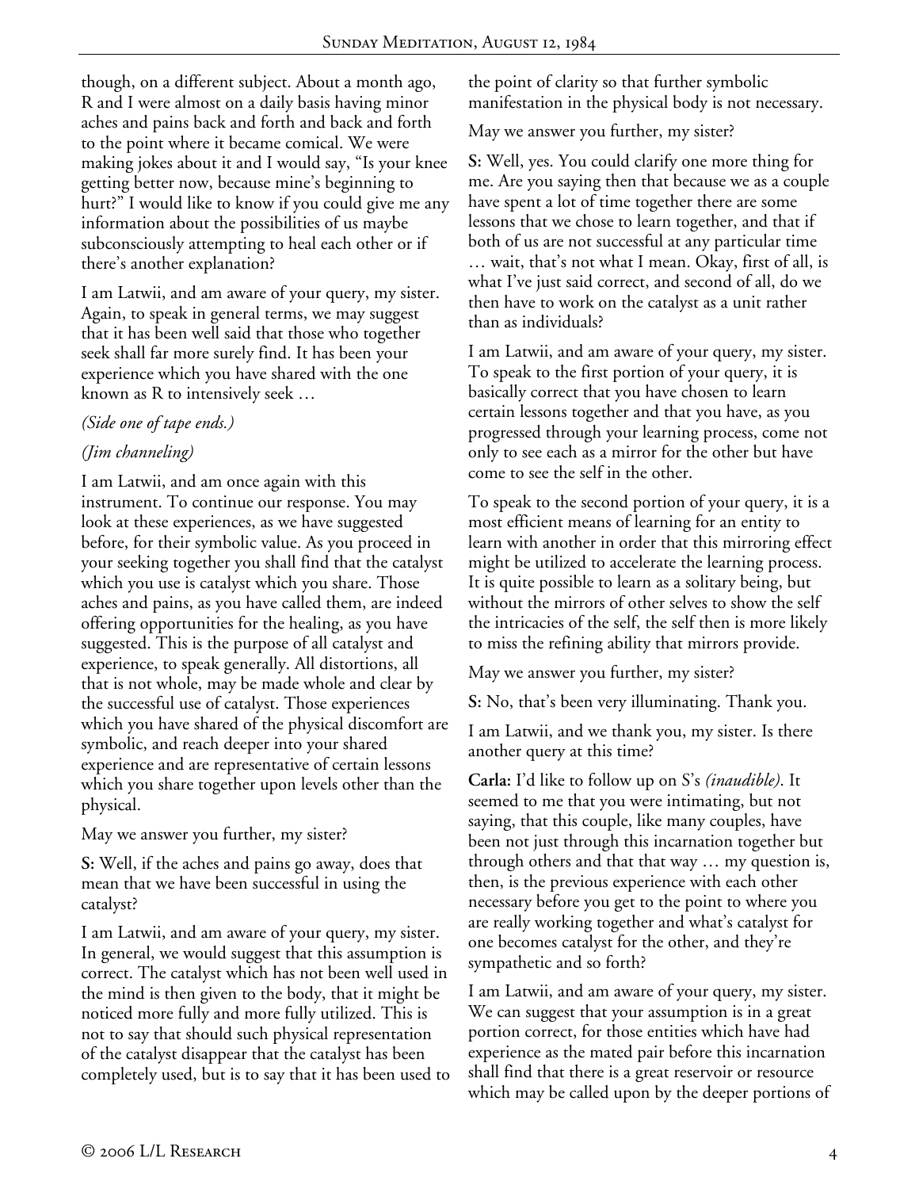though, on a different subject. About a month ago, R and I were almost on a daily basis having minor aches and pains back and forth and back and forth to the point where it became comical. We were making jokes about it and I would say, "Is your knee getting better now, because mine's beginning to hurt?" I would like to know if you could give me any information about the possibilities of us maybe subconsciously attempting to heal each other or if there's another explanation?

I am Latwii, and am aware of your query, my sister. Again, to speak in general terms, we may suggest that it has been well said that those who together seek shall far more surely find. It has been your experience which you have shared with the one known as R to intensively seek …

*(Side one of tape ends.)*

*(Jim channeling)*

I am Latwii, and am once again with this instrument. To continue our response. You may look at these experiences, as we have suggested before, for their symbolic value. As you proceed in your seeking together you shall find that the catalyst which you use is catalyst which you share. Those aches and pains, as you have called them, are indeed offering opportunities for the healing, as you have suggested. This is the purpose of all catalyst and experience, to speak generally. All distortions, all that is not whole, may be made whole and clear by the successful use of catalyst. Those experiences which you have shared of the physical discomfort are symbolic, and reach deeper into your shared experience and are representative of certain lessons which you share together upon levels other than the physical.

May we answer you further, my sister?

**S:** Well, if the aches and pains go away, does that mean that we have been successful in using the catalyst?

I am Latwii, and am aware of your query, my sister. In general, we would suggest that this assumption is correct. The catalyst which has not been well used in the mind is then given to the body, that it might be noticed more fully and more fully utilized. This is not to say that should such physical representation of the catalyst disappear that the catalyst has been completely used, but is to say that it has been used to the point of clarity so that further symbolic manifestation in the physical body is not necessary.

May we answer you further, my sister?

**S:** Well, yes. You could clarify one more thing for me. Are you saying then that because we as a couple have spent a lot of time together there are some lessons that we chose to learn together, and that if both of us are not successful at any particular time … wait, that's not what I mean. Okay, first of all, is what I've just said correct, and second of all, do we then have to work on the catalyst as a unit rather than as individuals?

I am Latwii, and am aware of your query, my sister. To speak to the first portion of your query, it is basically correct that you have chosen to learn certain lessons together and that you have, as you progressed through your learning process, come not only to see each as a mirror for the other but have come to see the self in the other.

To speak to the second portion of your query, it is a most efficient means of learning for an entity to learn with another in order that this mirroring effect might be utilized to accelerate the learning process. It is quite possible to learn as a solitary being, but without the mirrors of other selves to show the self the intricacies of the self, the self then is more likely to miss the refining ability that mirrors provide.

May we answer you further, my sister?

**S:** No, that's been very illuminating. Thank you.

I am Latwii, and we thank you, my sister. Is there another query at this time?

**Carla:** I'd like to follow up on S's *(inaudible)*. It seemed to me that you were intimating, but not saying, that this couple, like many couples, have been not just through this incarnation together but through others and that that way … my question is, then, is the previous experience with each other necessary before you get to the point to where you are really working together and what's catalyst for one becomes catalyst for the other, and they're sympathetic and so forth?

I am Latwii, and am aware of your query, my sister. We can suggest that your assumption is in a great portion correct, for those entities which have had experience as the mated pair before this incarnation shall find that there is a great reservoir or resource which may be called upon by the deeper portions of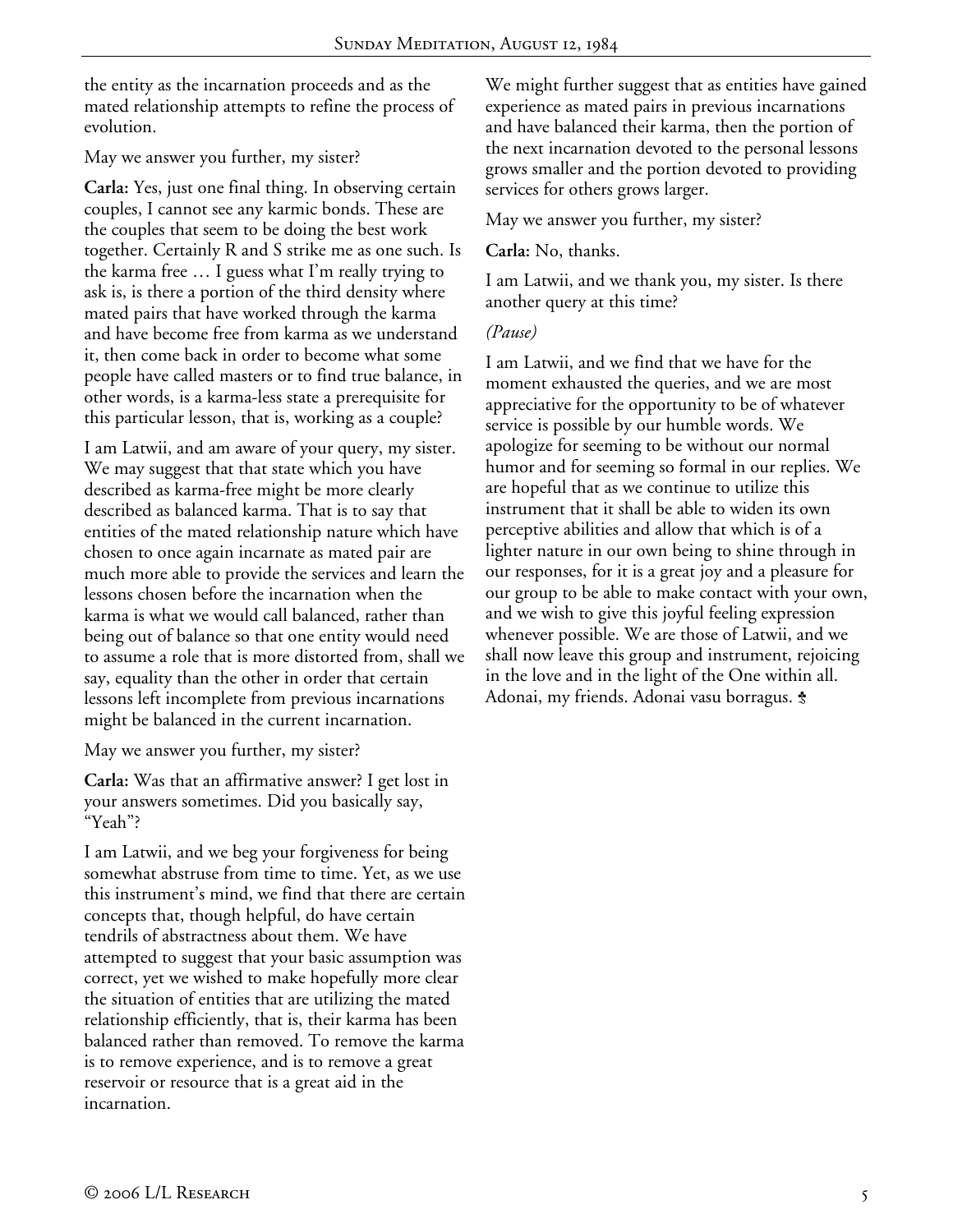the entity as the incarnation proceeds and as the mated relationship attempts to refine the process of evolution.

May we answer you further, my sister?

**Carla:** Yes, just one final thing. In observing certain couples, I cannot see any karmic bonds. These are the couples that seem to be doing the best work together. Certainly R and S strike me as one such. Is the karma free … I guess what I'm really trying to ask is, is there a portion of the third density where mated pairs that have worked through the karma and have become free from karma as we understand it, then come back in order to become what some people have called masters or to find true balance, in other words, is a karma-less state a prerequisite for this particular lesson, that is, working as a couple?

I am Latwii, and am aware of your query, my sister. We may suggest that that state which you have described as karma-free might be more clearly described as balanced karma. That is to say that entities of the mated relationship nature which have chosen to once again incarnate as mated pair are much more able to provide the services and learn the lessons chosen before the incarnation when the karma is what we would call balanced, rather than being out of balance so that one entity would need to assume a role that is more distorted from, shall we say, equality than the other in order that certain lessons left incomplete from previous incarnations might be balanced in the current incarnation.

May we answer you further, my sister?

**Carla:** Was that an affirmative answer? I get lost in your answers sometimes. Did you basically say, "Yeah"?

I am Latwii, and we beg your forgiveness for being somewhat abstruse from time to time. Yet, as we use this instrument's mind, we find that there are certain concepts that, though helpful, do have certain tendrils of abstractness about them. We have attempted to suggest that your basic assumption was correct, yet we wished to make hopefully more clear the situation of entities that are utilizing the mated relationship efficiently, that is, their karma has been balanced rather than removed. To remove the karma is to remove experience, and is to remove a great reservoir or resource that is a great aid in the incarnation.

We might further suggest that as entities have gained experience as mated pairs in previous incarnations and have balanced their karma, then the portion of the next incarnation devoted to the personal lessons grows smaller and the portion devoted to providing services for others grows larger.

May we answer you further, my sister?

**Carla:** No, thanks.

I am Latwii, and we thank you, my sister. Is there another query at this time?

*(Pause)*

I am Latwii, and we find that we have for the moment exhausted the queries, and we are most appreciative for the opportunity to be of whatever service is possible by our humble words. We apologize for seeming to be without our normal humor and for seeming so formal in our replies. We are hopeful that as we continue to utilize this instrument that it shall be able to widen its own perceptive abilities and allow that which is of a lighter nature in our own being to shine through in our responses, for it is a great joy and a pleasure for our group to be able to make contact with your own, and we wish to give this joyful feeling expression whenever possible. We are those of Latwii, and we shall now leave this group and instrument, rejoicing in the love and in the light of the One within all. Adonai, my friends. Adonai vasu borragus.